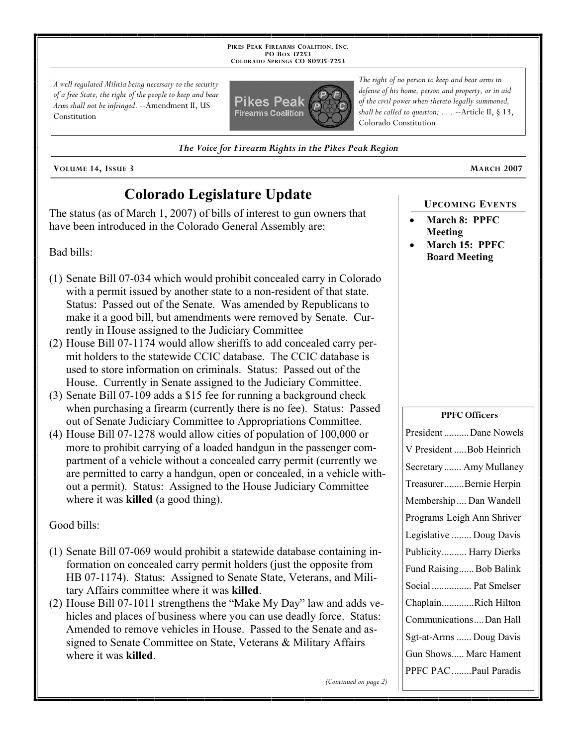PIKES PEAK FIREARMS COALITION, INC.
PO BOX 17253
COLORADO SPRINGS CO 80935-7253

*A well regulated Militia being necessary to the security of a free State, the right of the people to keep and bear Arms shall not be infringed.* --Amendment II, US Constitution

*The right of no person to keep and bear arms in defense of his home, person and property, or in aid of the civil power when thereto legally summoned, shall be called to question; . . .* --Article II, § 13, Colorado Constitution

*The Voice for Firearm Rights in the Pikes Peak Region*

VOLUME 14, ISSUE 3 — MARCH 2007

# Colorado Legislature Update

The status (as of March 1, 2007) of bills of interest to gun owners that have been introduced in the Colorado General Assembly are:

Bad bills:

(1) Senate Bill 07-034 which would prohibit concealed carry in Colorado with a permit issued by another state to a non-resident of that state. Status: Passed out of the Senate. Was amended by Republicans to make it a good bill, but amendments were removed by Senate. Currently in House assigned to the Judiciary Committee

(2) House Bill 07-1174 would allow sheriffs to add concealed carry permit holders to the statewide CCIC database. The CCIC database is used to store information on criminals. Status: Passed out of the House. Currently in Senate assigned to the Judiciary Committee.

(3) Senate Bill 07-109 adds a $15 fee for running a background check when purchasing a firearm (currently there is no fee). Status: Passed out of Senate Judiciary Committee to Appropriations Committee.

(4) House Bill 07-1278 would allow cities of population of 100,000 or more to prohibit carrying of a loaded handgun in the passenger compartment of a vehicle without a concealed carry permit (currently we are permitted to carry a handgun, open or concealed, in a vehicle without a permit). Status: Assigned to the House Judiciary Committee where it was **killed** (a good thing).

Good bills:

(1) Senate Bill 07-069 would prohibit a statewide database containing information on concealed carry permit holders (just the opposite from HB 07-1174). Status: Assigned to Senate State, Veterans, and Military Affairs committee where it was **killed**.

(2) House Bill 07-1011 strengthens the "Make My Day" law and adds vehicles and places of business where you can use deadly force. Status: Amended to remove vehicles in House. Passed to the Senate and assigned to Senate Committee on State, Veterans & Military Affairs where it was **killed**.

*(Continued on page 2)*

## UPCOMING EVENTS

- **March 8: PPFC Meeting**
- **March 15: PPFC Board Meeting**

**PPFC Officers**

| | |
|---|---|
| President | Dane Nowels |
| V President | Bob Heinrich |
| Secretary | Amy Mullaney |
| Treasurer | Bernie Herpin |
| Membership | Dan Wandell |
| Programs | Leigh Ann Shriver |
| Legislative | Doug Davis |
| Publicity | Harry Dierks |
| Fund Raising | Bob Balink |
| Social | Pat Smelser |
| Chaplain | Rich Hilton |
| Communications | Dan Hall |
| Sgt-at-Arms | Doug Davis |
| Gun Shows | Marc Hament |
| PPFC PAC | Paul Paradis |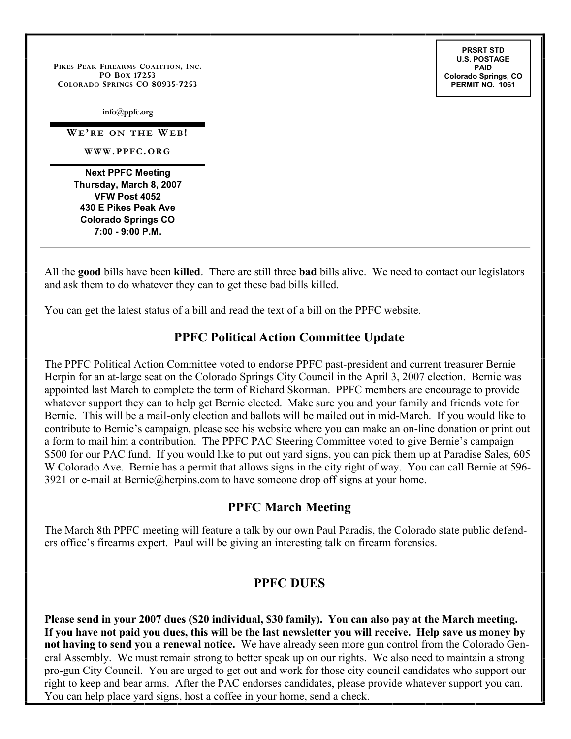PIKES PEAK FIREARMS COALITION, INC.
PO BOX 17253
COLORADO SPRINGS CO 80935-7253

info@ppfc.org

**WE'RE ON THE WEB!**

**WWW.PPFC.ORG**

**Next PPFC Meeting**
**Thursday, March 8, 2007**
**VFW Post 4052**
**430 E Pikes Peak Ave**
**Colorado Springs CO**
**7:00 - 9:00 P.M.**

PRSRT STD
U.S. POSTAGE
PAID
Colorado Springs, CO
PERMIT NO. 1061

All the **good** bills have been **killed**. There are still three **bad** bills alive. We need to contact our legislators and ask them to do whatever they can to get these bad bills killed.

You can get the latest status of a bill and read the text of a bill on the PPFC website.

## PPFC Political Action Committee Update

The PPFC Political Action Committee voted to endorse PPFC past-president and current treasurer Bernie Herpin for an at-large seat on the Colorado Springs City Council in the April 3, 2007 election. Bernie was appointed last March to complete the term of Richard Skorman. PPFC members are encourage to provide whatever support they can to help get Bernie elected. Make sure you and your family and friends vote for Bernie. This will be a mail-only election and ballots will be mailed out in mid-March. If you would like to contribute to Bernie's campaign, please see his website where you can make an on-line donation or print out a form to mail him a contribution. The PPFC PAC Steering Committee voted to give Bernie's campaign $500 for our PAC fund. If you would like to put out yard signs, you can pick them up at Paradise Sales, 605 W Colorado Ave. Bernie has a permit that allows signs in the city right of way. You can call Bernie at 596-3921 or e-mail at Bernie@herpins.com to have someone drop off signs at your home.

## PPFC March Meeting

The March 8th PPFC meeting will feature a talk by our own Paul Paradis, the Colorado state public defenders office's firearms expert. Paul will be giving an interesting talk on firearm forensics.

## PPFC DUES

**Please send in your 2007 dues ($20 individual, $30 family). You can also pay at the March meeting. If you have not paid you dues, this will be the last newsletter you will receive. Help save us money by not having to send you a renewal notice.** We have already seen more gun control from the Colorado General Assembly. We must remain strong to better speak up on our rights. We also need to maintain a strong pro-gun City Council. You are urged to get out and work for those city council candidates who support our right to keep and bear arms. After the PAC endorses candidates, please provide whatever support you can. You can help place yard signs, host a coffee in your home, send a check.